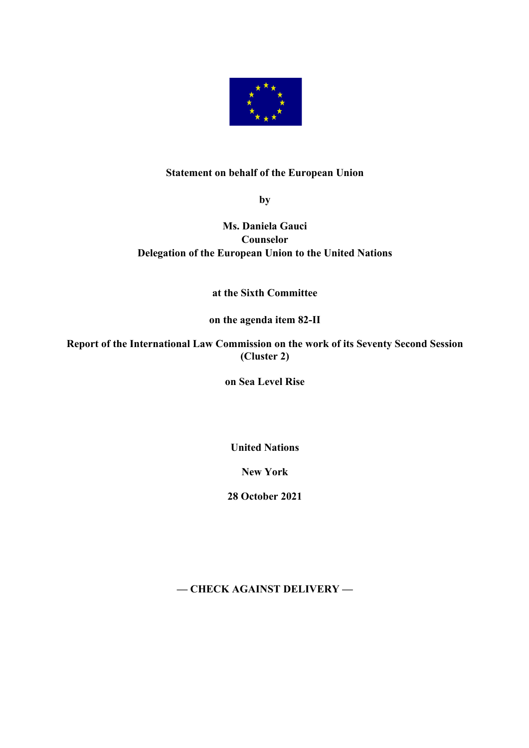**Statement on behalf of the European Union**

**by**

**Ms. Daniela Gauci**
**Counselor**
**Delegation of the European Union to the United Nations**

**at the Sixth Committee**

**on the agenda item 82-II**

**Report of the International Law Commission on the work of its Seventy Second Session (Cluster 2)**

**on Sea Level Rise**

**United Nations**

**New York**

**28 October 2021**

**— CHECK AGAINST DELIVERY —**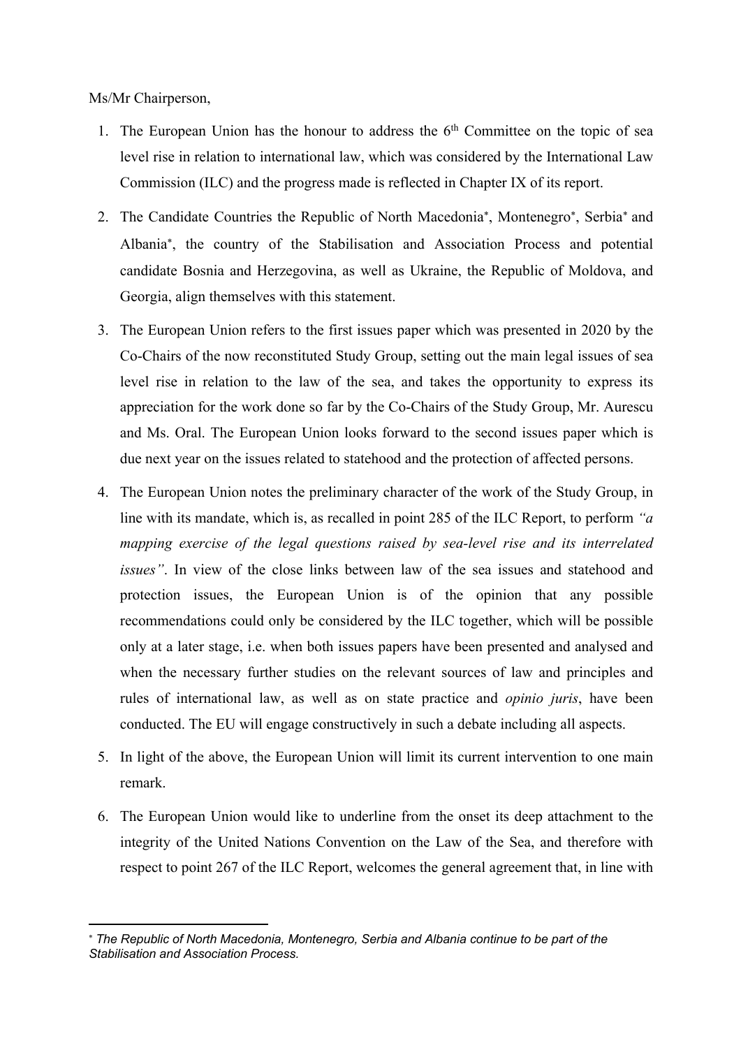Ms/Mr Chairperson,

1. The European Union has the honour to address the 6th Committee on the topic of sea level rise in relation to international law, which was considered by the International Law Commission (ILC) and the progress made is reflected in Chapter IX of its report.

2. The Candidate Countries the Republic of North Macedonia*, Montenegro*, Serbia* and Albania*, the country of the Stabilisation and Association Process and potential candidate Bosnia and Herzegovina, as well as Ukraine, the Republic of Moldova, and Georgia, align themselves with this statement.

3. The European Union refers to the first issues paper which was presented in 2020 by the Co-Chairs of the now reconstituted Study Group, setting out the main legal issues of sea level rise in relation to the law of the sea, and takes the opportunity to express its appreciation for the work done so far by the Co-Chairs of the Study Group, Mr. Aurescu and Ms. Oral. The European Union looks forward to the second issues paper which is due next year on the issues related to statehood and the protection of affected persons.

4. The European Union notes the preliminary character of the work of the Study Group, in line with its mandate, which is, as recalled in point 285 of the ILC Report, to perform *"a mapping exercise of the legal questions raised by sea-level rise and its interrelated issues"*. In view of the close links between law of the sea issues and statehood and protection issues, the European Union is of the opinion that any possible recommendations could only be considered by the ILC together, which will be possible only at a later stage, i.e. when both issues papers have been presented and analysed and when the necessary further studies on the relevant sources of law and principles and rules of international law, as well as on state practice and *opinio juris*, have been conducted. The EU will engage constructively in such a debate including all aspects.

5. In light of the above, the European Union will limit its current intervention to one main remark.

6. The European Union would like to underline from the onset its deep attachment to the integrity of the United Nations Convention on the Law of the Sea, and therefore with respect to point 267 of the ILC Report, welcomes the general agreement that, in line with

---

* *The Republic of North Macedonia, Montenegro, Serbia and Albania continue to be part of the Stabilisation and Association Process.*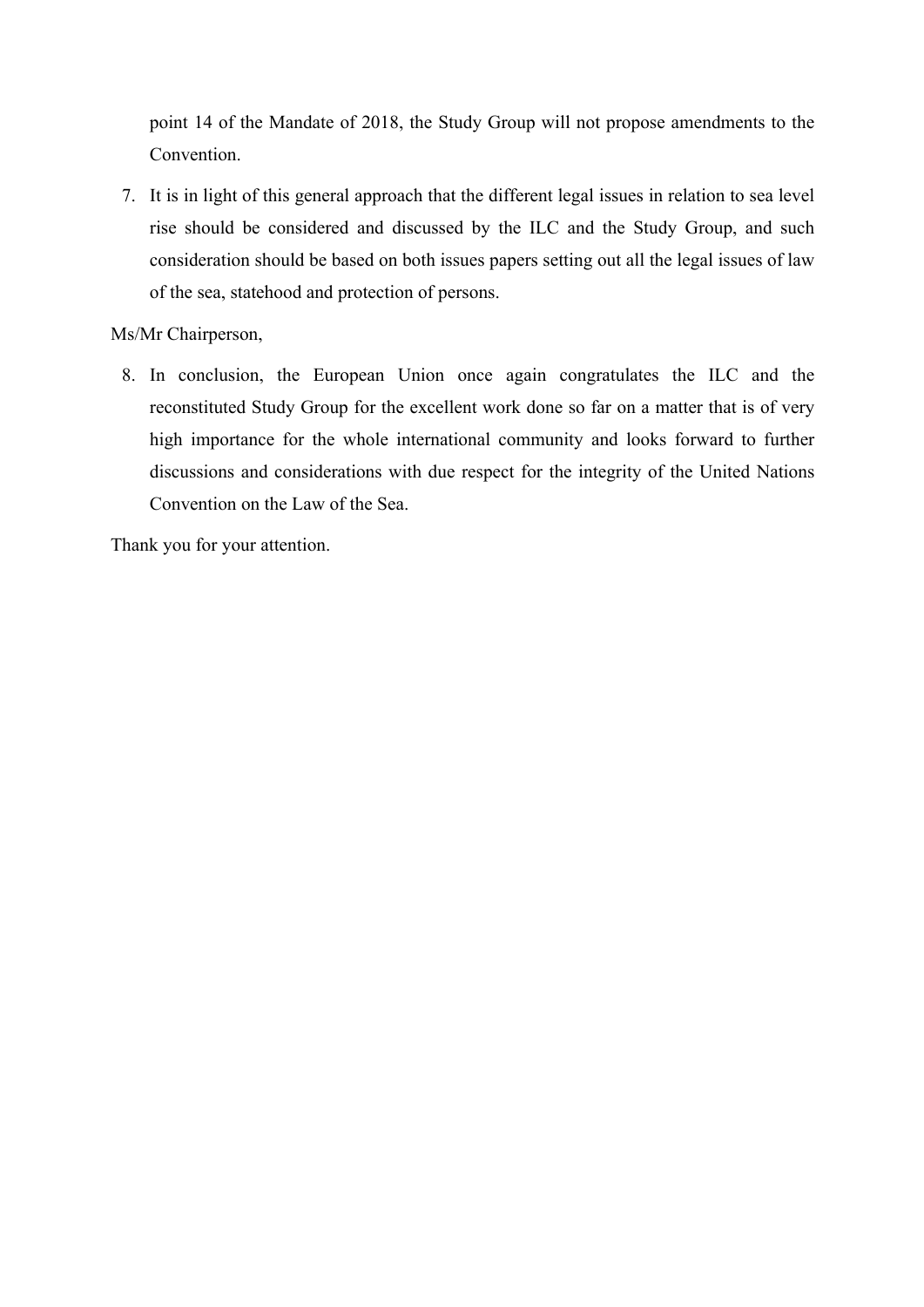point 14 of the Mandate of 2018, the Study Group will not propose amendments to the Convention.

7. It is in light of this general approach that the different legal issues in relation to sea level rise should be considered and discussed by the ILC and the Study Group, and such consideration should be based on both issues papers setting out all the legal issues of law of the sea, statehood and protection of persons.

Ms/Mr Chairperson,

8. In conclusion, the European Union once again congratulates the ILC and the reconstituted Study Group for the excellent work done so far on a matter that is of very high importance for the whole international community and looks forward to further discussions and considerations with due respect for the integrity of the United Nations Convention on the Law of the Sea.

Thank you for your attention.